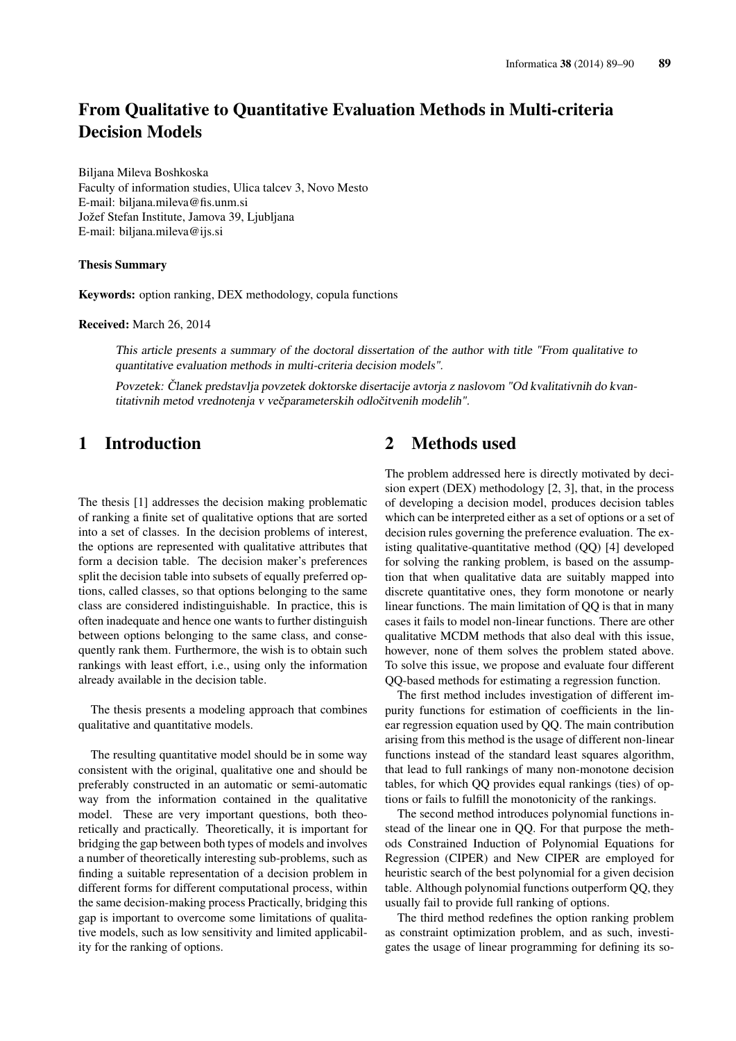# From Qualitative to Quantitative Evaluation Methods in Multi-criteria Decision Models

Biljana Mileva Boshkoska
Faculty of information studies, Ulica talcev 3, Novo Mesto
E-mail: biljana.mileva@fis.unm.si
Jožef Stefan Institute, Jamova 39, Ljubljana
E-mail: biljana.mileva@ijs.si

**Thesis Summary**

**Keywords:** option ranking, DEX methodology, copula functions

**Received:** March 26, 2014

*This article presents a summary of the doctoral dissertation of the author with title "From qualitative to quantitative evaluation methods in multi-criteria decision models".*

*Povzetek: Članek predstavlja povzetek doktorske disertacije avtorja z naslovom "Od kvalitativnih do kvantitativnih metod vrednotenja v večparameterskih odločitvenih modelih".*

## 1 Introduction

The thesis [1] addresses the decision making problematic of ranking a finite set of qualitative options that are sorted into a set of classes. In the decision problems of interest, the options are represented with qualitative attributes that form a decision table. The decision maker's preferences split the decision table into subsets of equally preferred options, called classes, so that options belonging to the same class are considered indistinguishable. In practice, this is often inadequate and hence one wants to further distinguish between options belonging to the same class, and consequently rank them. Furthermore, the wish is to obtain such rankings with least effort, i.e., using only the information already available in the decision table.

The thesis presents a modeling approach that combines qualitative and quantitative models.

The resulting quantitative model should be in some way consistent with the original, qualitative one and should be preferably constructed in an automatic or semi-automatic way from the information contained in the qualitative model. These are very important questions, both theoretically and practically. Theoretically, it is important for bridging the gap between both types of models and involves a number of theoretically interesting sub-problems, such as finding a suitable representation of a decision problem in different forms for different computational process, within the same decision-making process Practically, bridging this gap is important to overcome some limitations of qualitative models, such as low sensitivity and limited applicability for the ranking of options.

## 2 Methods used

The problem addressed here is directly motivated by decision expert (DEX) methodology [2, 3], that, in the process of developing a decision model, produces decision tables which can be interpreted either as a set of options or a set of decision rules governing the preference evaluation. The existing qualitative-quantitative method (QQ) [4] developed for solving the ranking problem, is based on the assumption that when qualitative data are suitably mapped into discrete quantitative ones, they form monotone or nearly linear functions. The main limitation of QQ is that in many cases it fails to model non-linear functions. There are other qualitative MCDM methods that also deal with this issue, however, none of them solves the problem stated above. To solve this issue, we propose and evaluate four different QQ-based methods for estimating a regression function.

The first method includes investigation of different impurity functions for estimation of coefficients in the linear regression equation used by QQ. The main contribution arising from this method is the usage of different non-linear functions instead of the standard least squares algorithm, that lead to full rankings of many non-monotone decision tables, for which QQ provides equal rankings (ties) of options or fails to fulfill the monotonicity of the rankings.

The second method introduces polynomial functions instead of the linear one in QQ. For that purpose the methods Constrained Induction of Polynomial Equations for Regression (CIPER) and New CIPER are employed for heuristic search of the best polynomial for a given decision table. Although polynomial functions outperform QQ, they usually fail to provide full ranking of options.

The third method redefines the option ranking problem as constraint optimization problem, and as such, investigates the usage of linear programming for defining its so-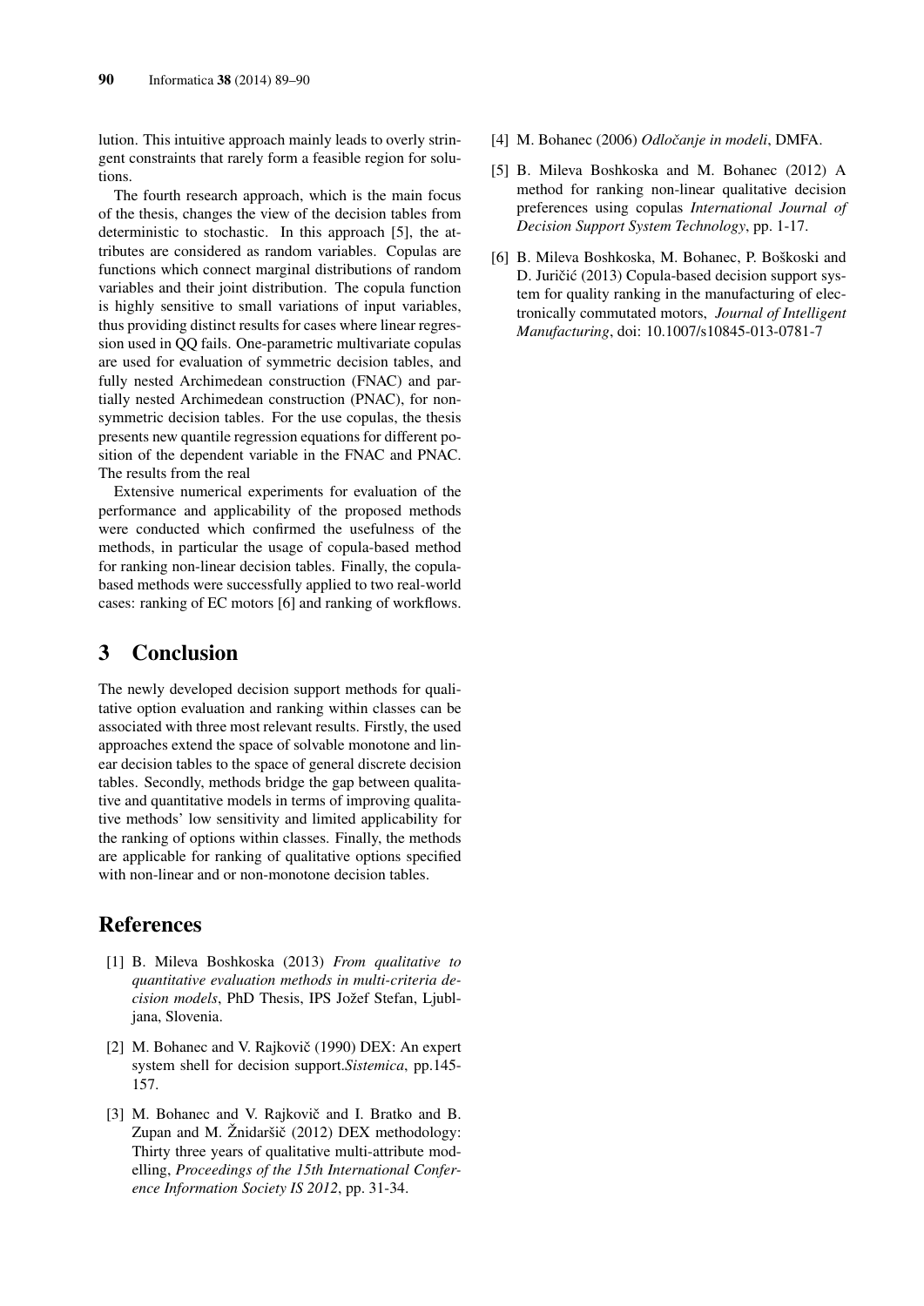lution. This intuitive approach mainly leads to overly stringent constraints that rarely form a feasible region for solutions.

The fourth research approach, which is the main focus of the thesis, changes the view of the decision tables from deterministic to stochastic. In this approach [5], the attributes are considered as random variables. Copulas are functions which connect marginal distributions of random variables and their joint distribution. The copula function is highly sensitive to small variations of input variables, thus providing distinct results for cases where linear regression used in QQ fails. One-parametric multivariate copulas are used for evaluation of symmetric decision tables, and fully nested Archimedean construction (FNAC) and partially nested Archimedean construction (PNAC), for non-symmetric decision tables. For the use copulas, the thesis presents new quantile regression equations for different position of the dependent variable in the FNAC and PNAC. The results from the real

Extensive numerical experiments for evaluation of the performance and applicability of the proposed methods were conducted which confirmed the usefulness of the methods, in particular the usage of copula-based method for ranking non-linear decision tables. Finally, the copula-based methods were successfully applied to two real-world cases: ranking of EC motors [6] and ranking of workflows.

## 3 Conclusion

The newly developed decision support methods for qualitative option evaluation and ranking within classes can be associated with three most relevant results. Firstly, the used approaches extend the space of solvable monotone and linear decision tables to the space of general discrete decision tables. Secondly, methods bridge the gap between qualitative and quantitative models in terms of improving qualitative methods' low sensitivity and limited applicability for the ranking of options within classes. Finally, the methods are applicable for ranking of qualitative options specified with non-linear and or non-monotone decision tables.

## References

[1] B. Mileva Boshkoska (2013) *From qualitative to quantitative evaluation methods in multi-criteria decision models*, PhD Thesis, IPS Jožef Stefan, Ljubljana, Slovenia.

[2] M. Bohanec and V. Rajkovič (1990) DEX: An expert system shell for decision support.*Sistemica*, pp.145-157.

[3] M. Bohanec and V. Rajkovič and I. Bratko and B. Zupan and M. Žnidaršič (2012) DEX methodology: Thirty three years of qualitative multi-attribute modelling, *Proceedings of the 15th International Conference Information Society IS 2012*, pp. 31-34.

[4] M. Bohanec (2006) *Odločanje in modeli*, DMFA.

[5] B. Mileva Boshkoska and M. Bohanec (2012) A method for ranking non-linear qualitative decision preferences using copulas *International Journal of Decision Support System Technology*, pp. 1-17.

[6] B. Mileva Boshkoska, M. Bohanec, P. Boškoski and D. Juričić (2013) Copula-based decision support system for quality ranking in the manufacturing of electronically commutated motors, *Journal of Intelligent Manufacturing*, doi: 10.1007/s10845-013-0781-7